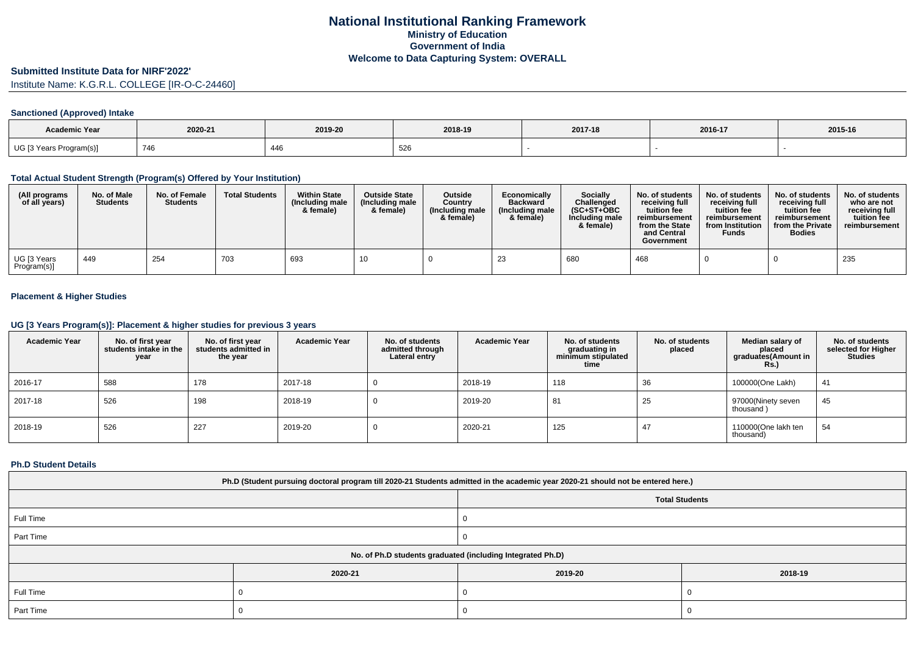# National Institutional Ranking Framework
## Ministry of Education
## Government of India
## Welcome to Data Capturing System: OVERALL

**Submitted Institute Data for NIRF'2022'**

Institute Name: K.G.R.L. COLLEGE [IR-O-C-24460]

### Sanctioned (Approved) Intake

| Academic Year | 2020-21 | 2019-20 | 2018-19 | 2017-18 | 2016-17 | 2015-16 |
|---|---|---|---|---|---|---|
| UG [3 Years Program(s)] | 746 | 446 | 526 | - | - | - |

### Total Actual Student Strength (Program(s) Offered by Your Institution)

| (All programs of all years) | No. of Male Students | No. of Female Students | Total Students | Within State (Including male & female) | Outside State (Including male & female) | Outside Country (Including male & female) | Economically Backward (Including male & female) | Socially Challenged (SC+ST+OBC Including male & female) | No. of students receiving full tuition fee reimbursement from the State and Central Government | No. of students receiving full tuition fee reimbursement from Institution Funds | No. of students receiving full tuition fee reimbursement from the Private Bodies | No. of students who are not receiving full tuition fee reimbursement |
|---|---|---|---|---|---|---|---|---|---|---|---|---|
| UG [3 Years Program(s)] | 449 | 254 | 703 | 693 | 10 | 0 | 23 | 680 | 468 | 0 | 0 | 235 |

### Placement & Higher Studies

### UG [3 Years Program(s)]: Placement & higher studies for previous 3 years

| Academic Year | No. of first year students intake in the year | No. of first year students admitted in the year | Academic Year | No. of students admitted through Lateral entry | Academic Year | No. of students graduating in minimum stipulated time | No. of students placed | Median salary of placed graduates(Amount in Rs.) | No. of students selected for Higher Studies |
|---|---|---|---|---|---|---|---|---|---|
| 2016-17 | 588 | 178 | 2017-18 | 0 | 2018-19 | 118 | 36 | 100000(One Lakh) | 41 |
| 2017-18 | 526 | 198 | 2018-19 | 0 | 2019-20 | 81 | 25 | 97000(Ninety seven thousand ) | 45 |
| 2018-19 | 526 | 227 | 2019-20 | 0 | 2020-21 | 125 | 47 | 110000(One lakh ten thousand) | 54 |

### Ph.D Student Details

| Ph.D (Student pursuing doctoral program till 2020-21 Students admitted in the academic year 2020-21 should not be entered here.) | |
|---|---|
| | Total Students |
| Full Time | 0 |
| Part Time | 0 |

| No. of Ph.D students graduated (including Integrated Ph.D) | | | |
|---|---|---|---|
| | 2020-21 | 2019-20 | 2018-19 |
| Full Time | 0 | 0 | 0 |
| Part Time | 0 | 0 | 0 |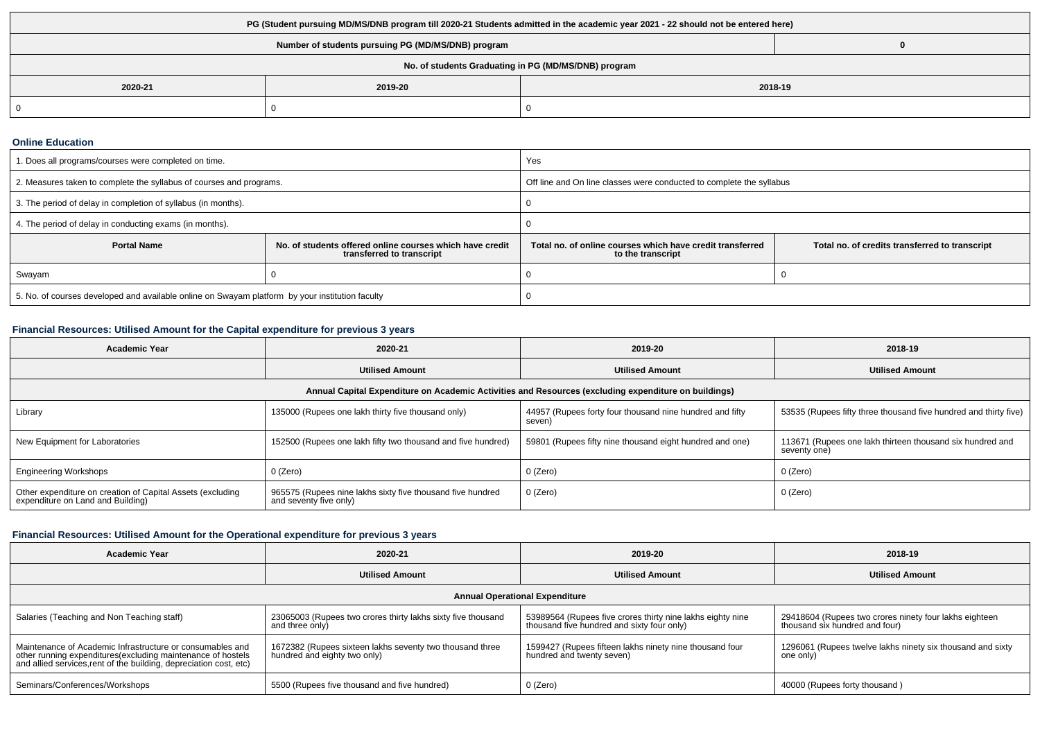| PG (Student pursuing MD/MS/DNB program till 2020-21 Students admitted in the academic year 2021 - 22 should not be entered here) | | |
|---|---|---|
| Number of students pursuing PG (MD/MS/DNB) program | | 0 |
| No. of students Graduating in PG (MD/MS/DNB) program | | |
| 2020-21 | 2019-20 | 2018-19 |
| 0 | 0 | 0 |

### Online Education

| 1. Does all programs/courses were completed on time. | | Yes | |
|---|---|---|---|
| 2. Measures taken to complete the syllabus of courses and programs. | | Off line and On line classes were conducted to complete the syllabus | |
| 3. The period of delay in completion of syllabus (in months). | | 0 | |
| 4. The period of delay in conducting exams (in months). | | 0 | |
| **Portal Name** | **No. of students offered online courses which have credit transferred to transcript** | **Total no. of online courses which have credit transferred to the transcript** | **Total no. of credits transferred to transcript** |
| Swayam | 0 | 0 | 0 |
| 5. No. of courses developed and available online on Swayam platform by your institution faculty | | 0 | |

### Financial Resources: Utilised Amount for the Capital expenditure for previous 3 years

| Academic Year | 2020-21 | 2019-20 | 2018-19 |
|---|---|---|---|
| | Utilised Amount | Utilised Amount | Utilised Amount |
| Annual Capital Expenditure on Academic Activities and Resources (excluding expenditure on buildings) | | | |
| Library | 135000 (Rupees one lakh thirty five thousand only) | 44957 (Rupees forty four thousand nine hundred and fifty seven) | 53535 (Rupees fifty three thousand five hundred and thirty five) |
| New Equipment for Laboratories | 152500 (Rupees one lakh fifty two thousand and five hundred) | 59801 (Rupees fifty nine thousand eight hundred and one) | 113671 (Rupees one lakh thirteen thousand six hundred and seventy one) |
| Engineering Workshops | 0 (Zero) | 0 (Zero) | 0 (Zero) |
| Other expenditure on creation of Capital Assets (excluding expenditure on Land and Building) | 965575 (Rupees nine lakhs sixty five thousand five hundred and seventy five only) | 0 (Zero) | 0 (Zero) |

### Financial Resources: Utilised Amount for the Operational expenditure for previous 3 years

| Academic Year | 2020-21 | 2019-20 | 2018-19 |
|---|---|---|---|
| | Utilised Amount | Utilised Amount | Utilised Amount |
| Annual Operational Expenditure | | | |
| Salaries (Teaching and Non Teaching staff) | 23065003 (Rupees two crores thirty lakhs sixty five thousand and three only) | 53989564 (Rupees five crores thirty nine lakhs eighty nine thousand five hundred and sixty four only) | 29418604 (Rupees two crores ninety four lakhs eighteen thousand six hundred and four) |
| Maintenance of Academic Infrastructure or consumables and other running expenditures(excluding maintenance of hostels and allied services,rent of the building, depreciation cost, etc) | 1672382 (Rupees sixteen lakhs seventy two thousand three hundred and eighty two only) | 1599427 (Rupees fifteen lakhs ninety nine thousand four hundred and twenty seven) | 1296061 (Rupees twelve lakhs ninety six thousand and sixty one only) |
| Seminars/Conferences/Workshops | 5500 (Rupees five thousand and five hundred) | 0 (Zero) | 40000 (Rupees forty thousand ) |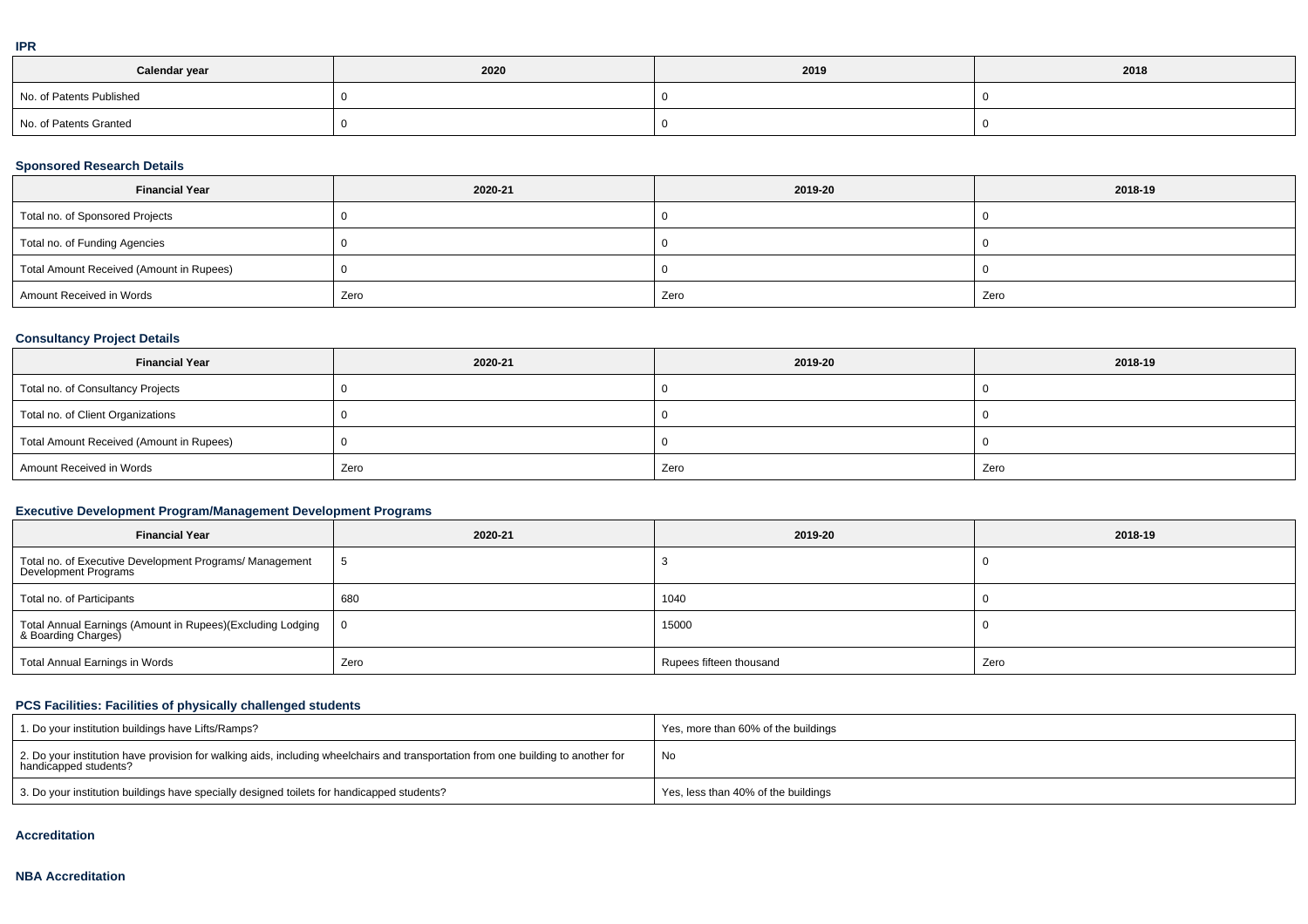### IPR

| Calendar year | 2020 | 2019 | 2018 |
|---|---|---|---|
| No. of Patents Published | 0 | 0 | 0 |
| No. of Patents Granted | 0 | 0 | 0 |

### Sponsored Research Details

| Financial Year | 2020-21 | 2019-20 | 2018-19 |
|---|---|---|---|
| Total no. of Sponsored Projects | 0 | 0 | 0 |
| Total no. of Funding Agencies | 0 | 0 | 0 |
| Total Amount Received (Amount in Rupees) | 0 | 0 | 0 |
| Amount Received in Words | Zero | Zero | Zero |

### Consultancy Project Details

| Financial Year | 2020-21 | 2019-20 | 2018-19 |
|---|---|---|---|
| Total no. of Consultancy Projects | 0 | 0 | 0 |
| Total no. of Client Organizations | 0 | 0 | 0 |
| Total Amount Received (Amount in Rupees) | 0 | 0 | 0 |
| Amount Received in Words | Zero | Zero | Zero |

### Executive Development Program/Management Development Programs

| Financial Year | 2020-21 | 2019-20 | 2018-19 |
|---|---|---|---|
| Total no. of Executive Development Programs/ Management Development Programs | 5 | 3 | 0 |
| Total no. of Participants | 680 | 1040 | 0 |
| Total Annual Earnings (Amount in Rupees)(Excluding Lodging & Boarding Charges) | 0 | 15000 | 0 |
| Total Annual Earnings in Words | Zero | Rupees fifteen thousand | Zero |

### PCS Facilities: Facilities of physically challenged students

| | |
|---|---|
| 1. Do your institution buildings have Lifts/Ramps? | Yes, more than 60% of the buildings |
| 2. Do your institution have provision for walking aids, including wheelchairs and transportation from one building to another for handicapped students? | No |
| 3. Do your institution buildings have specially designed toilets for handicapped students? | Yes, less than 40% of the buildings |

### Accreditation

### NBA Accreditation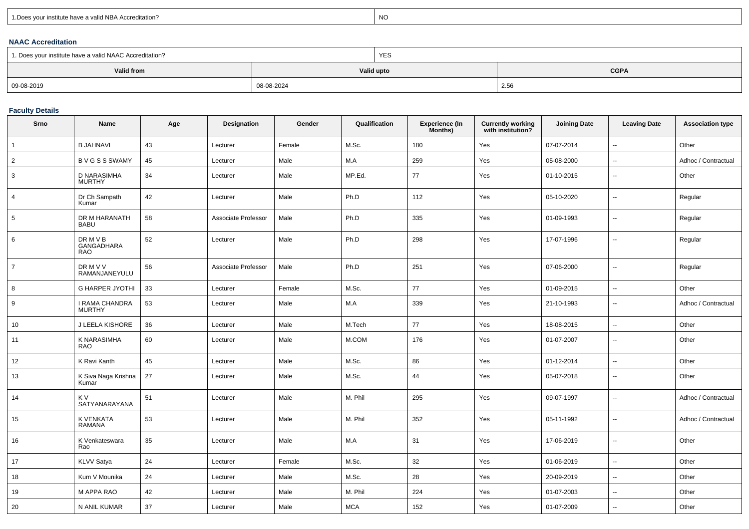| 1.Does your institute have a valid NBA Accreditation? | NO |
|---|---|

### NAAC Accreditation

| 1. Does your institute have a valid NAAC Accreditation? | YES | |
|---|---|---|
| **Valid from** | **Valid upto** | **CGPA** |
| 09-08-2019 | 08-08-2024 | 2.56 |

### Faculty Details

| Srno | Name | Age | Designation | Gender | Qualification | Experience (In Months) | Currently working with institution? | Joining Date | Leaving Date | Association type |
|---|---|---|---|---|---|---|---|---|---|---|
| 1 | B JAHNAVI | 43 | Lecturer | Female | M.Sc. | 180 | Yes | 07-07-2014 | -- | Other |
| 2 | B V G S S SWAMY | 45 | Lecturer | Male | M.A | 259 | Yes | 05-08-2000 | -- | Adhoc / Contractual |
| 3 | D NARASIMHA MURTHY | 34 | Lecturer | Male | MP.Ed. | 77 | Yes | 01-10-2015 | -- | Other |
| 4 | Dr Ch Sampath Kumar | 42 | Lecturer | Male | Ph.D | 112 | Yes | 05-10-2020 | -- | Regular |
| 5 | DR M HARANATH BABU | 58 | Associate Professor | Male | Ph.D | 335 | Yes | 01-09-1993 | -- | Regular |
| 6 | DR M V B GANGADHARA RAO | 52 | Lecturer | Male | Ph.D | 298 | Yes | 17-07-1996 | -- | Regular |
| 7 | DR M V V RAMANJANEYULU | 56 | Associate Professor | Male | Ph.D | 251 | Yes | 07-06-2000 | -- | Regular |
| 8 | G HARPER JYOTHI | 33 | Lecturer | Female | M.Sc. | 77 | Yes | 01-09-2015 | -- | Other |
| 9 | I RAMA CHANDRA MURTHY | 53 | Lecturer | Male | M.A | 339 | Yes | 21-10-1993 | -- | Adhoc / Contractual |
| 10 | J LEELA KISHORE | 36 | Lecturer | Male | M.Tech | 77 | Yes | 18-08-2015 | -- | Other |
| 11 | K NARASIMHA RAO | 60 | Lecturer | Male | M.COM | 176 | Yes | 01-07-2007 | -- | Other |
| 12 | K Ravi Kanth | 45 | Lecturer | Male | M.Sc. | 86 | Yes | 01-12-2014 | -- | Other |
| 13 | K Siva Naga Krishna Kumar | 27 | Lecturer | Male | M.Sc. | 44 | Yes | 05-07-2018 | -- | Other |
| 14 | K V SATYANARAYANA | 51 | Lecturer | Male | M. Phil | 295 | Yes | 09-07-1997 | -- | Adhoc / Contractual |
| 15 | K VENKATA RAMANA | 53 | Lecturer | Male | M. Phil | 352 | Yes | 05-11-1992 | -- | Adhoc / Contractual |
| 16 | K Venkateswara Rao | 35 | Lecturer | Male | M.A | 31 | Yes | 17-06-2019 | -- | Other |
| 17 | KLVV Satya | 24 | Lecturer | Female | M.Sc. | 32 | Yes | 01-06-2019 | -- | Other |
| 18 | Kum V Mounika | 24 | Lecturer | Male | M.Sc. | 28 | Yes | 20-09-2019 | -- | Other |
| 19 | M APPA RAO | 42 | Lecturer | Male | M. Phil | 224 | Yes | 01-07-2003 | -- | Other |
| 20 | N ANIL KUMAR | 37 | Lecturer | Male | MCA | 152 | Yes | 01-07-2009 | -- | Other |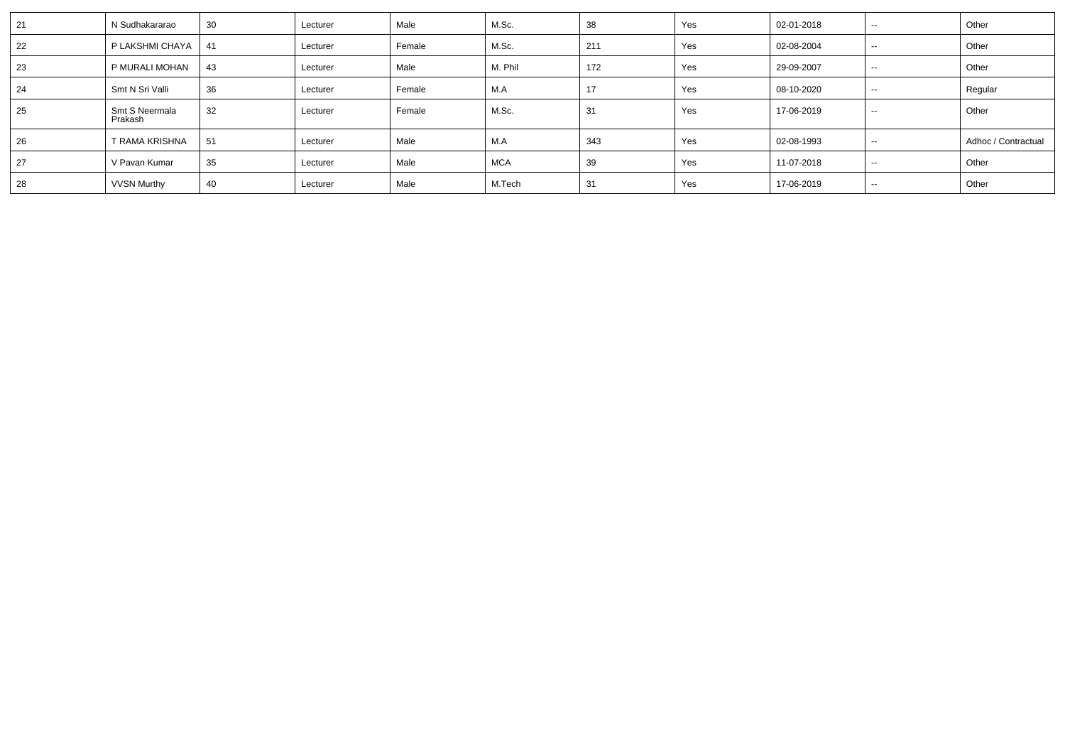| | | | | | | | | | | |
|---|---|---|---|---|---|---|---|---|---|---|
| 21 | N Sudhakararao | 30 | Lecturer | Male | M.Sc. | 38 | Yes | 02-01-2018 | -- | Other |
| 22 | P LAKSHMI CHAYA | 41 | Lecturer | Female | M.Sc. | 211 | Yes | 02-08-2004 | -- | Other |
| 23 | P MURALI MOHAN | 43 | Lecturer | Male | M. Phil | 172 | Yes | 29-09-2007 | -- | Other |
| 24 | Smt N Sri Valli | 36 | Lecturer | Female | M.A | 17 | Yes | 08-10-2020 | -- | Regular |
| 25 | Smt S Neermala Prakash | 32 | Lecturer | Female | M.Sc. | 31 | Yes | 17-06-2019 | -- | Other |
| 26 | T RAMA KRISHNA | 51 | Lecturer | Male | M.A | 343 | Yes | 02-08-1993 | -- | Adhoc / Contractual |
| 27 | V Pavan Kumar | 35 | Lecturer | Male | MCA | 39 | Yes | 11-07-2018 | -- | Other |
| 28 | VVSN Murthy | 40 | Lecturer | Male | M.Tech | 31 | Yes | 17-06-2019 | -- | Other |